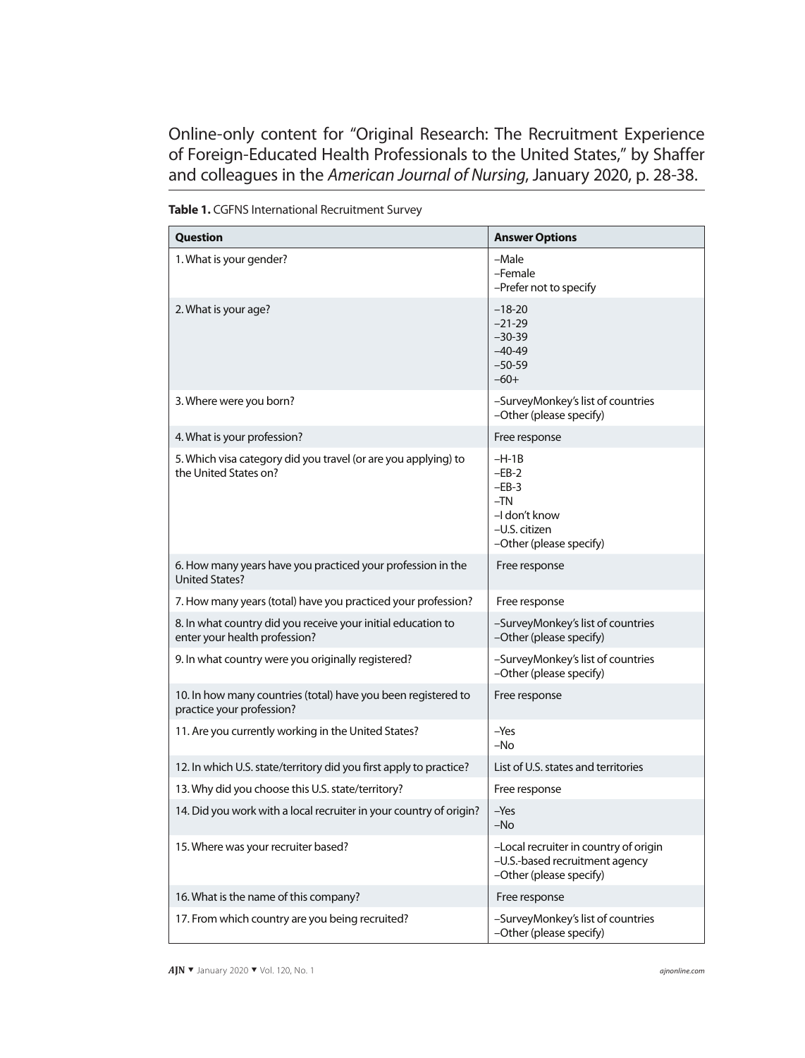Online-only content for "Original Research: The Recruitment Experience of Foreign-Educated Health Professionals to the United States," by Shaffer and colleagues in the *American Journal of Nursing*, January 2020, p. 28-38.

**Table 1.** CGFNS International Recruitment Survey

| Question | Answer Options |
|---|---|
| 1. What is your gender? | –Male<br>–Female<br>–Prefer not to specify |
| 2. What is your age? | –18-20<br>–21-29<br>–30-39<br>–40-49<br>–50-59<br>–60+ |
| 3. Where were you born? | –SurveyMonkey's list of countries<br>–Other (please specify) |
| 4. What is your profession? | Free response |
| 5. Which visa category did you travel (or are you applying) to the United States on? | –H-1B<br>–EB-2<br>–EB-3<br>–TN<br>–I don't know<br>–U.S. citizen<br>–Other (please specify) |
| 6. How many years have you practiced your profession in the United States? | Free response |
| 7. How many years (total) have you practiced your profession? | Free response |
| 8. In what country did you receive your initial education to enter your health profession? | –SurveyMonkey's list of countries<br>–Other (please specify) |
| 9. In what country were you originally registered? | –SurveyMonkey's list of countries<br>–Other (please specify) |
| 10. In how many countries (total) have you been registered to practice your profession? | Free response |
| 11. Are you currently working in the United States? | –Yes<br>–No |
| 12. In which U.S. state/territory did you first apply to practice? | List of U.S. states and territories |
| 13. Why did you choose this U.S. state/territory? | Free response |
| 14. Did you work with a local recruiter in your country of origin? | –Yes<br>–No |
| 15. Where was your recruiter based? | –Local recruiter in country of origin<br>–U.S.-based recruitment agency<br>–Other (please specify) |
| 16. What is the name of this company? | Free response |
| 17. From which country are you being recruited? | –SurveyMonkey's list of countries<br>–Other (please specify) |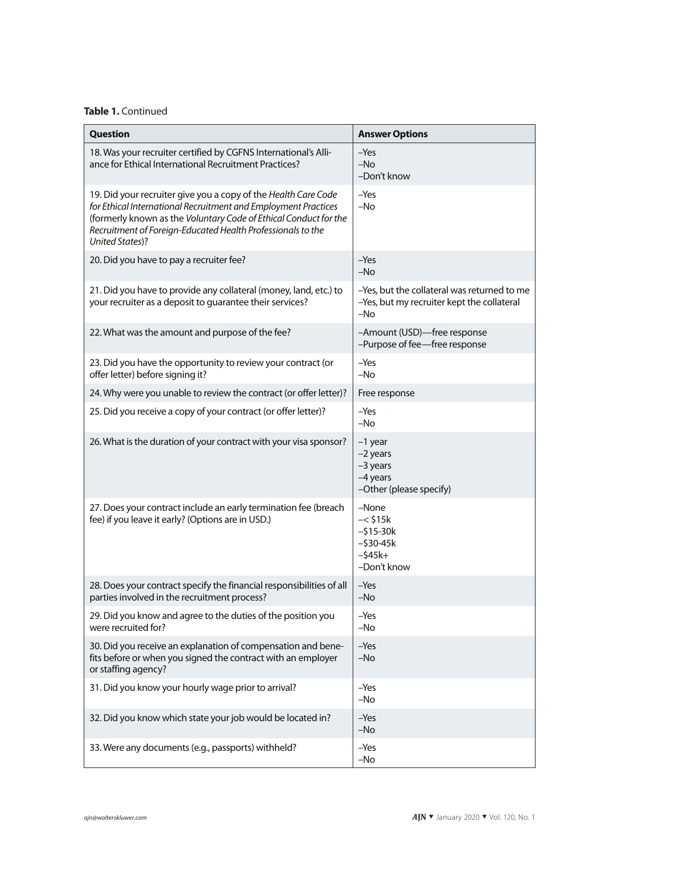**Table 1.** Continued

| Question | Answer Options |
|---|---|
| 18. Was your recruiter certified by CGFNS International's Alliance for Ethical International Recruitment Practices? | –Yes<br>–No<br>–Don't know |
| 19. Did your recruiter give you a copy of the *Health Care Code for Ethical International Recruitment and Employment Practices* (formerly known as the *Voluntary Code of Ethical Conduct for the Recruitment of Foreign-Educated Health Professionals to the United States*)? | –Yes<br>–No |
| 20. Did you have to pay a recruiter fee? | –Yes<br>–No |
| 21. Did you have to provide any collateral (money, land, etc.) to your recruiter as a deposit to guarantee their services? | –Yes, but the collateral was returned to me<br>–Yes, but my recruiter kept the collateral<br>–No |
| 22. What was the amount and purpose of the fee? | –Amount (USD)—free response<br>–Purpose of fee—free response |
| 23. Did you have the opportunity to review your contract (or offer letter) before signing it? | –Yes<br>–No |
| 24. Why were you unable to review the contract (or offer letter)? | Free response |
| 25. Did you receive a copy of your contract (or offer letter)? | –Yes<br>–No |
| 26. What is the duration of your contract with your visa sponsor? | –1 year<br>–2 years<br>–3 years<br>–4 years<br>–Other (please specify) |
| 27. Does your contract include an early termination fee (breach fee) if you leave it early? (Options are in USD.) | –None<br>–< $15k<br>–$15-30k<br>–$30-45k<br>–$45k+<br>–Don't know |
| 28. Does your contract specify the financial responsibilities of all parties involved in the recruitment process? | –Yes<br>–No |
| 29. Did you know and agree to the duties of the position you were recruited for? | –Yes<br>–No |
| 30. Did you receive an explanation of compensation and benefits before or when you signed the contract with an employer or staffing agency? | –Yes<br>–No |
| 31. Did you know your hourly wage prior to arrival? | –Yes<br>–No |
| 32. Did you know which state your job would be located in? | –Yes<br>–No |
| 33. Were any documents (e.g., passports) withheld? | –Yes<br>–No |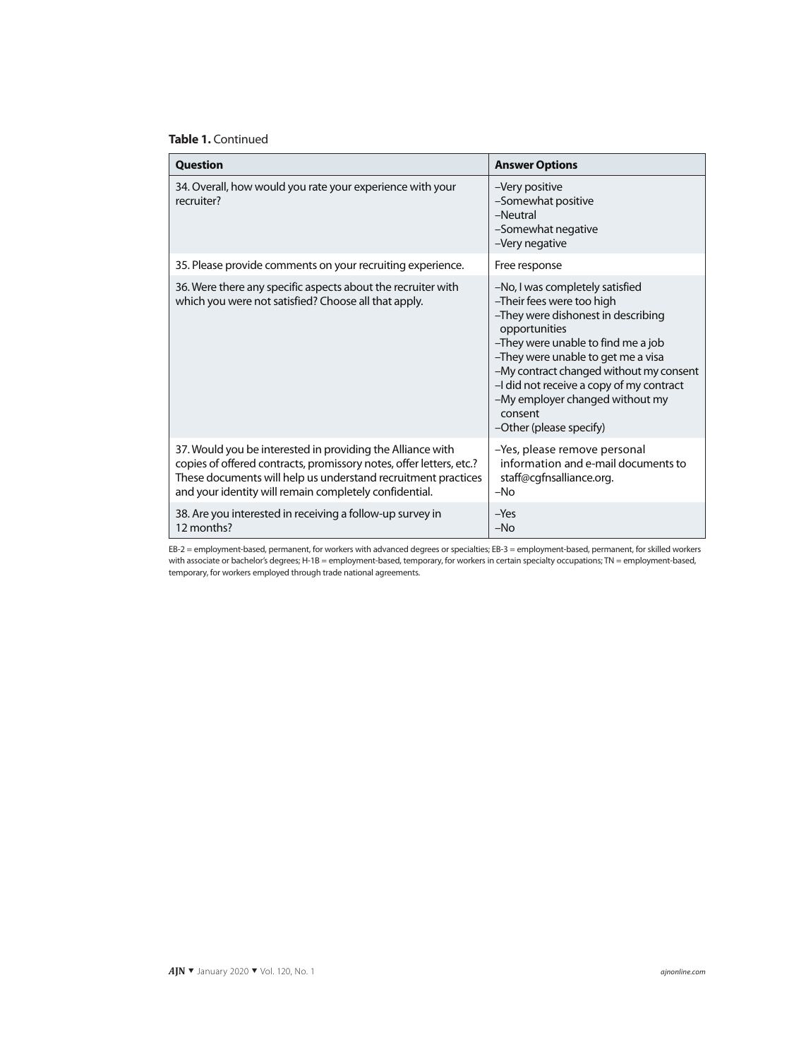**Table 1.** Continued

| Question | Answer Options |
|---|---|
| 34. Overall, how would you rate your experience with your recruiter? | –Very positive<br>–Somewhat positive<br>–Neutral<br>–Somewhat negative<br>–Very negative |
| 35. Please provide comments on your recruiting experience. | Free response |
| 36. Were there any specific aspects about the recruiter with which you were not satisfied? Choose all that apply. | –No, I was completely satisfied<br>–Their fees were too high<br>–They were dishonest in describing opportunities<br>–They were unable to find me a job<br>–They were unable to get me a visa<br>–My contract changed without my consent<br>–I did not receive a copy of my contract<br>–My employer changed without my consent<br>–Other (please specify) |
| 37. Would you be interested in providing the Alliance with copies of offered contracts, promissory notes, offer letters, etc.? These documents will help us understand recruitment practices and your identity will remain completely confidential. | –Yes, please remove personal information and e-mail documents to staff@cgfnsalliance.org.<br>–No |
| 38. Are you interested in receiving a follow-up survey in 12 months? | –Yes<br>–No |

EB-2 = employment-based, permanent, for workers with advanced degrees or specialties; EB-3 = employment-based, permanent, for skilled workers with associate or bachelor's degrees; H-1B = employment-based, temporary, for workers in certain specialty occupations; TN = employment-based, temporary, for workers employed through trade national agreements.